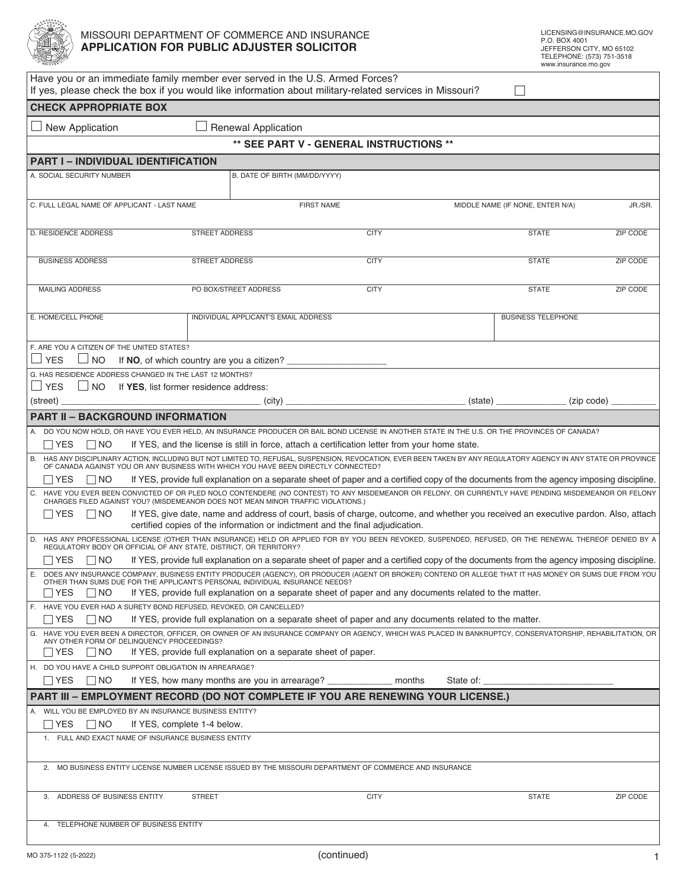MISSOURI DEPARTMENT OF COMMERCE AND INSURANCE

# APPLICATION FOR PUBLIC ADJUSTER SOLICITOR

LICENSING@INSURANCE.MO.GOV
P.O. BOX 4001
JEFFERSON CITY, MO 65102
TELEPHONE: (573) 751-3518
www.insurance.mo.gov

Have you or an immediate family member ever served in the U.S. Armed Forces?
If yes, please check the box if you would like information about military-related services in Missouri? ☐

**CHECK APPROPRIATE BOX**

☐ New Application ☐ Renewal Application

**\*\* SEE PART V - GENERAL INSTRUCTIONS \*\***

## PART I – INDIVIDUAL IDENTIFICATION

| A. SOCIAL SECURITY NUMBER | B. DATE OF BIRTH (MM/DD/YYYY) | | | |
|---|---|---|---|---|
| | | | | |

| C. FULL LEGAL NAME OF APPLICANT - LAST NAME | FIRST NAME | MIDDLE NAME (IF NONE, ENTER N/A) | JR./SR. |
|---|---|---|---|
| | | | |

| D. RESIDENCE ADDRESS | STREET ADDRESS | CITY | STATE | ZIP CODE |
|---|---|---|---|---|
| | | | | |
| BUSINESS ADDRESS | STREET ADDRESS | CITY | STATE | ZIP CODE |
| | | | | |
| MAILING ADDRESS | PO BOX/STREET ADDRESS | CITY | STATE | ZIP CODE |
| | | | | |

| E. HOME/CELL PHONE | INDIVIDUAL APPLICANT'S EMAIL ADDRESS | BUSINESS TELEPHONE |
|---|---|---|
| | | |

F. ARE YOU A CITIZEN OF THE UNITED STATES?
☐ YES ☐ NO If **NO**, of which country are you a citizen? ___________________

G. HAS RESIDENCE ADDRESS CHANGED IN THE LAST 12 MONTHS?
☐ YES ☐ NO If **YES**, list former residence address:
(street) ______________________________ (city) ______________________________ (state) ____________ (zip code) ________

## PART II – BACKGROUND INFORMATION

A. DO YOU NOW HOLD, OR HAVE YOU EVER HELD, AN INSURANCE PRODUCER OR BAIL BOND LICENSE IN ANOTHER STATE IN THE U.S. OR THE PROVINCES OF CANADA?
☐ YES ☐ NO If YES, and the license is still in force, attach a certification letter from your home state.

B. HAS ANY DISCIPLINARY ACTION, INCLUDING BUT NOT LIMITED TO, REFUSAL, SUSPENSION, REVOCATION, EVER BEEN TAKEN BY ANY REGULATORY AGENCY IN ANY STATE OR PROVINCE OF CANADA AGAINST YOU OR ANY BUSINESS WITH WHICH YOU HAVE BEEN DIRECTLY CONNECTED?
☐ YES ☐ NO If YES, provide full explanation on a separate sheet of paper and a certified copy of the documents from the agency imposing discipline.

C. HAVE YOU EVER BEEN CONVICTED OF OR PLED NOLO CONTENDERE (NO CONTEST) TO ANY MISDEMEANOR OR FELONY, OR CURRENTLY HAVE PENDING MISDEMEANOR OR FELONY CHARGES FILED AGAINST YOU? (MISDEMEANOR DOES NOT MEAN MINOR TRAFFIC VIOLATIONS.)
☐ YES ☐ NO If YES, give date, name and address of court, basis of charge, outcome, and whether you received an executive pardon. Also, attach certified copies of the information or indictment and the final adjudication.

D. HAS ANY PROFESSIONAL LICENSE (OTHER THAN INSURANCE) HELD OR APPLIED FOR BY YOU BEEN REVOKED, SUSPENDED, REFUSED, OR THE RENEWAL THEREOF DENIED BY A REGULATORY BODY OR OFFICIAL OF ANY STATE, DISTRICT, OR TERRITORY?
☐ YES ☐ NO If YES, provide full explanation on a separate sheet of paper and a certified copy of the documents from the agency imposing discipline.

E. DOES ANY INSURANCE COMPANY, BUSINESS ENTITY PRODUCER (AGENCY), OR PRODUCER (AGENT OR BROKER) CONTEND OR ALLEGE THAT IT HAS MONEY OR SUMS DUE FROM YOU OTHER THAN SUMS DUE FOR THE APPLICANT'S PERSONAL INDIVIDUAL INSURANCE NEEDS?
☐ YES ☐ NO If YES, provide full explanation on a separate sheet of paper and any documents related to the matter.

F. HAVE YOU EVER HAD A SURETY BOND REFUSED, REVOKED, OR CANCELLED?
☐ YES ☐ NO If YES, provide full explanation on a separate sheet of paper and any documents related to the matter.

G. HAVE YOU EVER BEEN A DIRECTOR, OFFICER, OR OWNER OF AN INSURANCE COMPANY OR AGENCY, WHICH WAS PLACED IN BANKRUPTCY, CONSERVATORSHIP, REHABILITATION, OR ANY OTHER FORM OF DELINQUENCY PROCEEDINGS?
☐ YES ☐ NO If YES, provide full explanation on a separate sheet of paper.

H. DO YOU HAVE A CHILD SUPPORT OBLIGATION IN ARREARAGE?
☐ YES ☐ NO If YES, how many months are you in arrearage? ____________ months State of: ________________________

## PART III – EMPLOYMENT RECORD (DO NOT COMPLETE IF YOU ARE RENEWING YOUR LICENSE.)

A. WILL YOU BE EMPLOYED BY AN INSURANCE BUSINESS ENTITY?
☐ YES ☐ NO If YES, complete 1-4 below.

1. FULL AND EXACT NAME OF INSURANCE BUSINESS ENTITY

2. MO BUSINESS ENTITY LICENSE NUMBER LICENSE ISSUED BY THE MISSOURI DEPARTMENT OF COMMERCE AND INSURANCE

| 3. ADDRESS OF BUSINESS ENTITY | STREET | CITY | STATE | ZIP CODE |
|---|---|---|---|---|
| | | | | |

4. TELEPHONE NUMBER OF BUSINESS ENTITY

MO 375-1122 (5-2022)

(continued)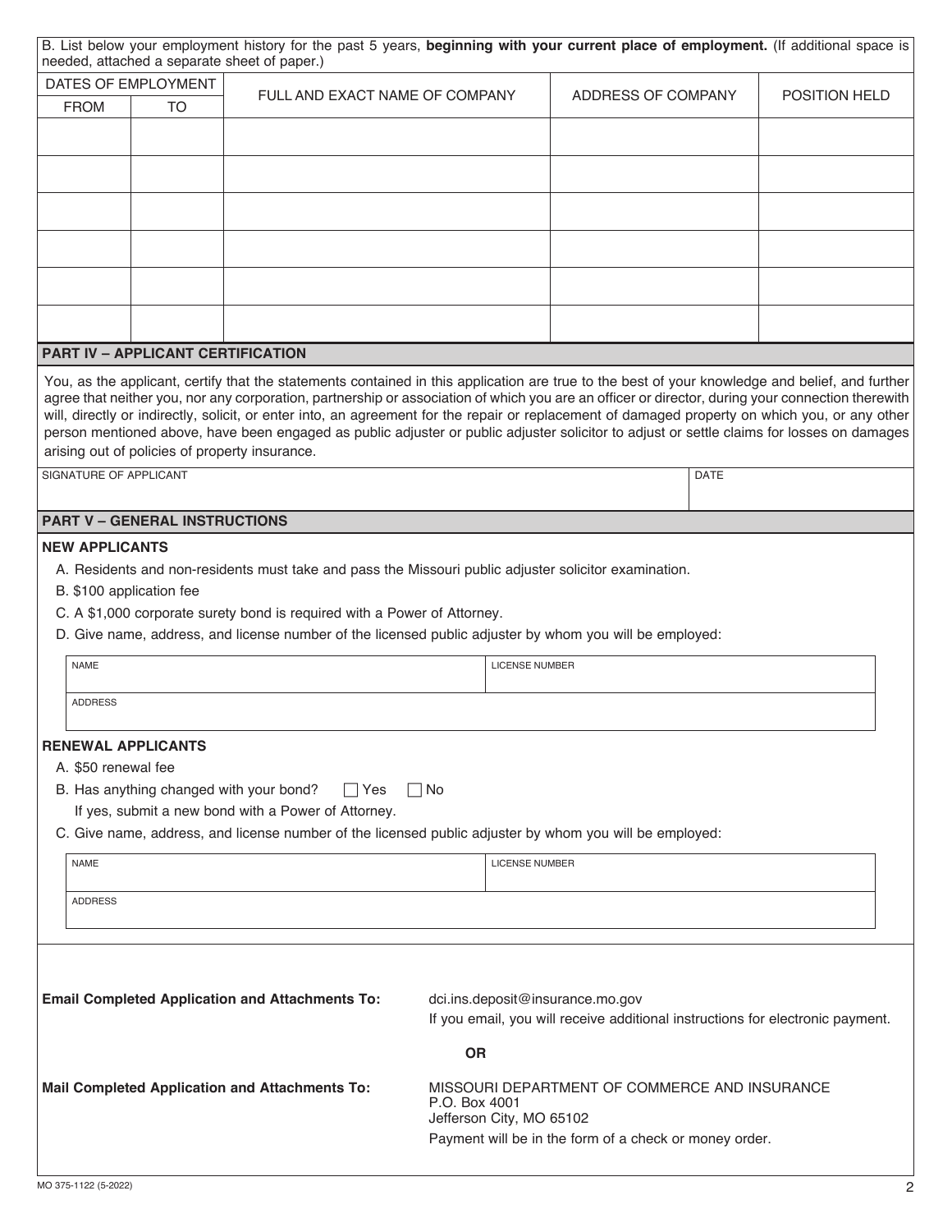B. List below your employment history for the past 5 years, **beginning with your current place of employment.** (If additional space is needed, attached a separate sheet of paper.)

| DATES OF EMPLOYMENT | | FULL AND EXACT NAME OF COMPANY | ADDRESS OF COMPANY | POSITION HELD |
|---|---|---|---|---|
| FROM | TO | | | |
| | | | | |
| | | | | |
| | | | | |
| | | | | |
| | | | | |
| | | | | |

## PART IV – APPLICANT CERTIFICATION

You, as the applicant, certify that the statements contained in this application are true to the best of your knowledge and belief, and further agree that neither you, nor any corporation, partnership or association of which you are an officer or director, during your connection therewith will, directly or indirectly, solicit, or enter into, an agreement for the repair or replacement of damaged property on which you, or any other person mentioned above, have been engaged as public adjuster or public adjuster solicitor to adjust or settle claims for losses on damages arising out of policies of property insurance.

| SIGNATURE OF APPLICANT | DATE |
|---|---|
| | |

## PART V – GENERAL INSTRUCTIONS

### NEW APPLICANTS

A. Residents and non-residents must take and pass the Missouri public adjuster solicitor examination.

B. $100 application fee

C. A $1,000 corporate surety bond is required with a Power of Attorney.

D. Give name, address, and license number of the licensed public adjuster by whom you will be employed:

| NAME | LICENSE NUMBER |
|---|---|
| ADDRESS | |

### RENEWAL APPLICANTS

A. $50 renewal fee

B. Has anything changed with your bond? ☐ Yes ☐ No

If yes, submit a new bond with a Power of Attorney.

C. Give name, address, and license number of the licensed public adjuster by whom you will be employed:

| NAME | LICENSE NUMBER |
|---|---|
| ADDRESS | |

**Email Completed Application and Attachments To:** dci.ins.deposit@insurance.mo.gov

If you email, you will receive additional instructions for electronic payment.

**OR**

**Mail Completed Application and Attachments To:**

MISSOURI DEPARTMENT OF COMMERCE AND INSURANCE
P.O. Box 4001
Jefferson City, MO 65102

Payment will be in the form of a check or money order.

MO 375-1122 (5-2022)